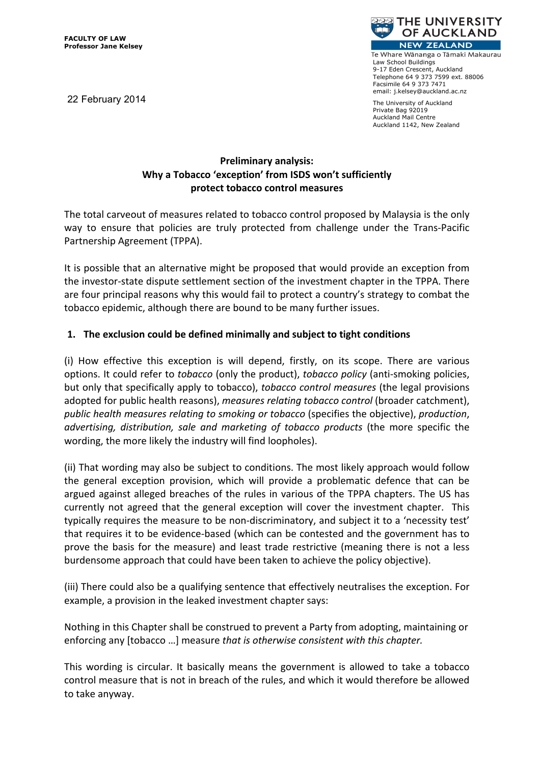**FACULTY OF LAW**
**Professor Jane Kelsey**

THE UNIVERSITY OF AUCKLAND
NEW ZEALAND
Te Whare Wānanga o Tāmaki Makaurau
Law School Buildings
9-17 Eden Crescent, Auckland
Telephone 64 9 373 7599 ext. 88006
Facsimile 64 9 373 7471
email: j.kelsey@auckland.ac.nz

The University of Auckland
Private Bag 92019
Auckland Mail Centre
Auckland 1142, New Zealand

22 February 2014

**Preliminary analysis:**
**Why a Tobacco 'exception' from ISDS won't sufficiently protect tobacco control measures**

The total carveout of measures related to tobacco control proposed by Malaysia is the only way to ensure that policies are truly protected from challenge under the Trans-Pacific Partnership Agreement (TPPA).

It is possible that an alternative might be proposed that would provide an exception from the investor-state dispute settlement section of the investment chapter in the TPPA. There are four principal reasons why this would fail to protect a country's strategy to combat the tobacco epidemic, although there are bound to be many further issues.

**1. The exclusion could be defined minimally and subject to tight conditions**

(i) How effective this exception is will depend, firstly, on its scope. There are various options. It could refer to *tobacco* (only the product), *tobacco policy* (anti-smoking policies, but only that specifically apply to tobacco), *tobacco control measures* (the legal provisions adopted for public health reasons), *measures relating tobacco control* (broader catchment), *public health measures relating to smoking or tobacco* (specifies the objective), *production, advertising, distribution, sale and marketing of tobacco products* (the more specific the wording, the more likely the industry will find loopholes).

(ii) That wording may also be subject to conditions. The most likely approach would follow the general exception provision, which will provide a problematic defence that can be argued against alleged breaches of the rules in various of the TPPA chapters. The US has currently not agreed that the general exception will cover the investment chapter. This typically requires the measure to be non-discriminatory, and subject it to a 'necessity test' that requires it to be evidence-based (which can be contested and the government has to prove the basis for the measure) and least trade restrictive (meaning there is not a less burdensome approach that could have been taken to achieve the policy objective).

(iii) There could also be a qualifying sentence that effectively neutralises the exception. For example, a provision in the leaked investment chapter says:

Nothing in this Chapter shall be construed to prevent a Party from adopting, maintaining or enforcing any [tobacco …] measure *that is otherwise consistent with this chapter.*

This wording is circular. It basically means the government is allowed to take a tobacco control measure that is not in breach of the rules, and which it would therefore be allowed to take anyway.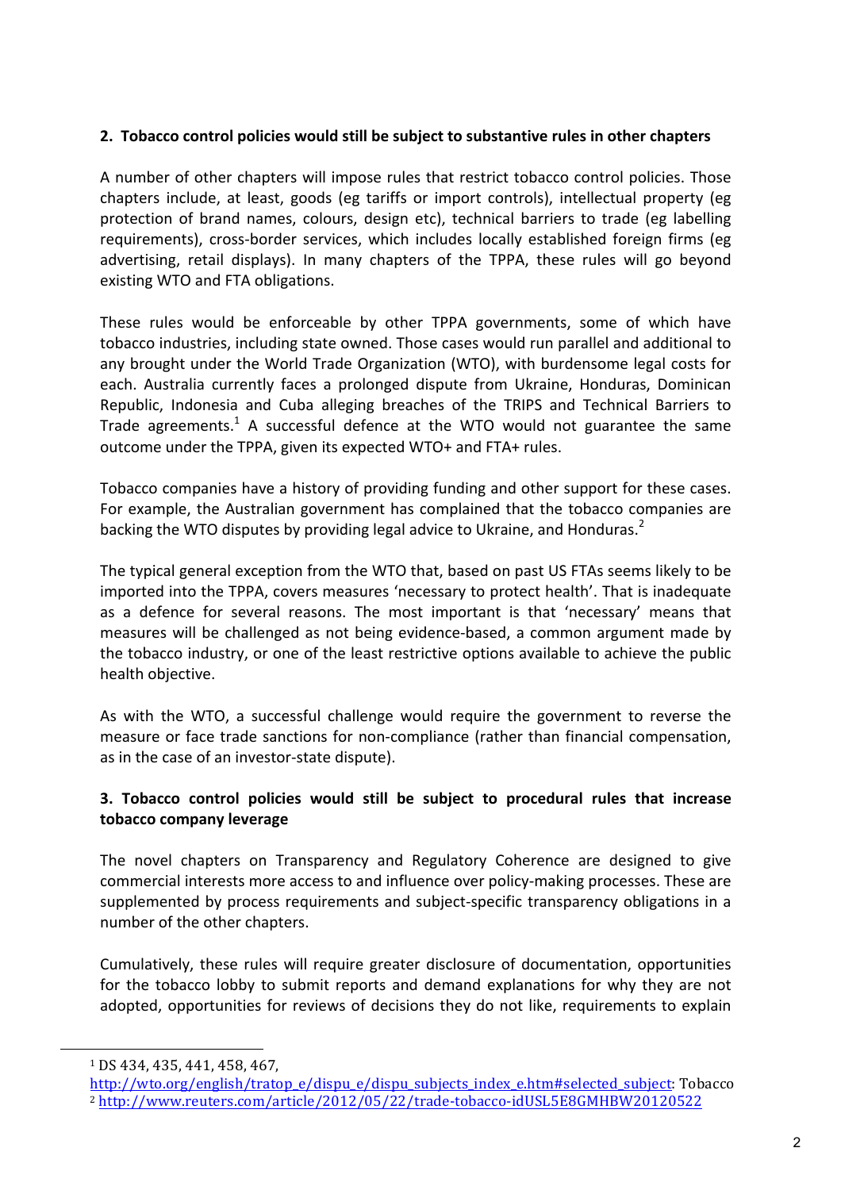**2. Tobacco control policies would still be subject to substantive rules in other chapters**

A number of other chapters will impose rules that restrict tobacco control policies. Those chapters include, at least, goods (eg tariffs or import controls), intellectual property (eg protection of brand names, colours, design etc), technical barriers to trade (eg labelling requirements), cross-border services, which includes locally established foreign firms (eg advertising, retail displays). In many chapters of the TPPA, these rules will go beyond existing WTO and FTA obligations.

These rules would be enforceable by other TPPA governments, some of which have tobacco industries, including state owned. Those cases would run parallel and additional to any brought under the World Trade Organization (WTO), with burdensome legal costs for each. Australia currently faces a prolonged dispute from Ukraine, Honduras, Dominican Republic, Indonesia and Cuba alleging breaches of the TRIPS and Technical Barriers to Trade agreements.[1] A successful defence at the WTO would not guarantee the same outcome under the TPPA, given its expected WTO+ and FTA+ rules.

Tobacco companies have a history of providing funding and other support for these cases. For example, the Australian government has complained that the tobacco companies are backing the WTO disputes by providing legal advice to Ukraine, and Honduras.[2]

The typical general exception from the WTO that, based on past US FTAs seems likely to be imported into the TPPA, covers measures 'necessary to protect health'. That is inadequate as a defence for several reasons. The most important is that 'necessary' means that measures will be challenged as not being evidence-based, a common argument made by the tobacco industry, or one of the least restrictive options available to achieve the public health objective.

As with the WTO, a successful challenge would require the government to reverse the measure or face trade sanctions for non-compliance (rather than financial compensation, as in the case of an investor-state dispute).

**3. Tobacco control policies would still be subject to procedural rules that increase tobacco company leverage**

The novel chapters on Transparency and Regulatory Coherence are designed to give commercial interests more access to and influence over policy-making processes. These are supplemented by process requirements and subject-specific transparency obligations in a number of the other chapters.

Cumulatively, these rules will require greater disclosure of documentation, opportunities for the tobacco lobby to submit reports and demand explanations for why they are not adopted, opportunities for reviews of decisions they do not like, requirements to explain

---

[1] DS 434, 435, 441, 458, 467, http://wto.org/english/tratop_e/dispu_e/dispu_subjects_index_e.htm#selected_subject: Tobacco

[2] http://www.reuters.com/article/2012/05/22/trade-tobacco-idUSL5E8GMHBW20120522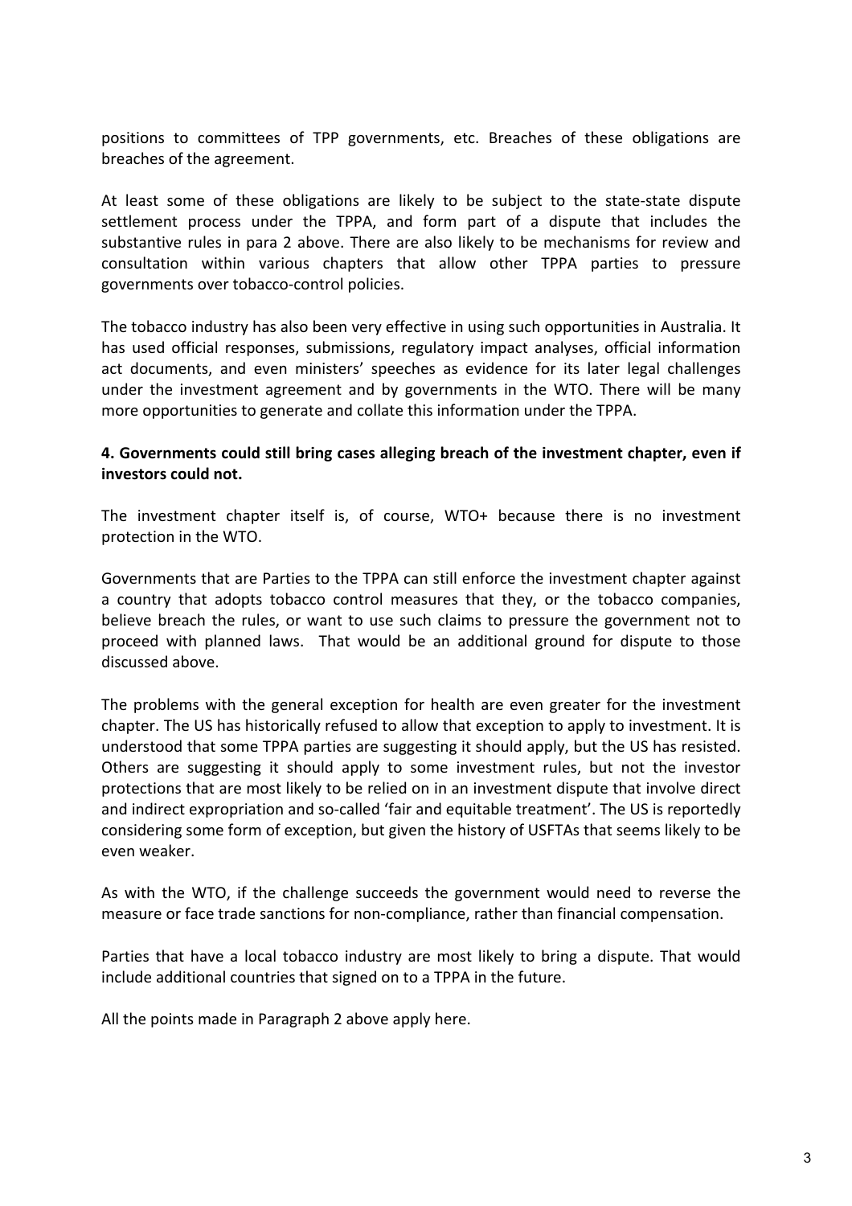positions to committees of TPP governments, etc. Breaches of these obligations are breaches of the agreement.

At least some of these obligations are likely to be subject to the state-state dispute settlement process under the TPPA, and form part of a dispute that includes the substantive rules in para 2 above. There are also likely to be mechanisms for review and consultation within various chapters that allow other TPPA parties to pressure governments over tobacco-control policies.

The tobacco industry has also been very effective in using such opportunities in Australia. It has used official responses, submissions, regulatory impact analyses, official information act documents, and even ministers' speeches as evidence for its later legal challenges under the investment agreement and by governments in the WTO. There will be many more opportunities to generate and collate this information under the TPPA.

**4. Governments could still bring cases alleging breach of the investment chapter, even if investors could not.**

The investment chapter itself is, of course, WTO+ because there is no investment protection in the WTO.

Governments that are Parties to the TPPA can still enforce the investment chapter against a country that adopts tobacco control measures that they, or the tobacco companies, believe breach the rules, or want to use such claims to pressure the government not to proceed with planned laws. That would be an additional ground for dispute to those discussed above.

The problems with the general exception for health are even greater for the investment chapter. The US has historically refused to allow that exception to apply to investment. It is understood that some TPPA parties are suggesting it should apply, but the US has resisted. Others are suggesting it should apply to some investment rules, but not the investor protections that are most likely to be relied on in an investment dispute that involve direct and indirect expropriation and so-called 'fair and equitable treatment'. The US is reportedly considering some form of exception, but given the history of USFTAs that seems likely to be even weaker.

As with the WTO, if the challenge succeeds the government would need to reverse the measure or face trade sanctions for non-compliance, rather than financial compensation.

Parties that have a local tobacco industry are most likely to bring a dispute. That would include additional countries that signed on to a TPPA in the future.

All the points made in Paragraph 2 above apply here.